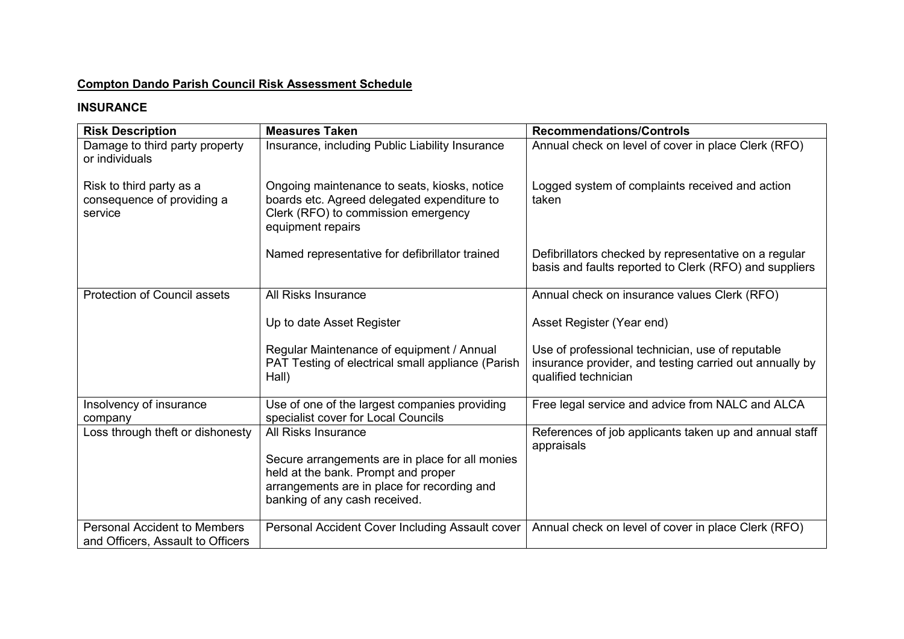**Compton Dando Parish Council Risk Assessment Schedule**

## INSURANCE

| Risk Description | Measures Taken | Recommendations/Controls |
|---|---|---|
| Damage to third party property or individuals<br><br>Risk to third party as a consequence of providing a service | Insurance, including Public Liability Insurance<br><br>Ongoing maintenance to seats, kiosks, notice boards etc. Agreed delegated expenditure to Clerk (RFO) to commission emergency equipment repairs<br><br>Named representative for defibrillator trained | Annual check on level of cover in place Clerk (RFO)<br><br>Logged system of complaints received and action taken<br><br>Defibrillators checked by representative on a regular basis and faults reported to Clerk (RFO) and suppliers |
| Protection of Council assets | All Risks Insurance<br><br>Up to date Asset Register<br><br>Regular Maintenance of equipment / Annual PAT Testing of electrical small appliance (Parish Hall) | Annual check on insurance values Clerk (RFO)<br><br>Asset Register (Year end)<br><br>Use of professional technician, use of reputable insurance provider, and testing carried out annually by qualified technician |
| Insolvency of insurance company | Use of one of the largest companies providing specialist cover for Local Councils | Free legal service and advice from NALC and ALCA |
| Loss through theft or dishonesty | All Risks Insurance<br><br>Secure arrangements are in place for all monies held at the bank. Prompt and proper arrangements are in place for recording and banking of any cash received. | References of job applicants taken up and annual staff appraisals |
| Personal Accident to Members and Officers, Assault to Officers | Personal Accident Cover Including Assault cover | Annual check on level of cover in place Clerk (RFO) |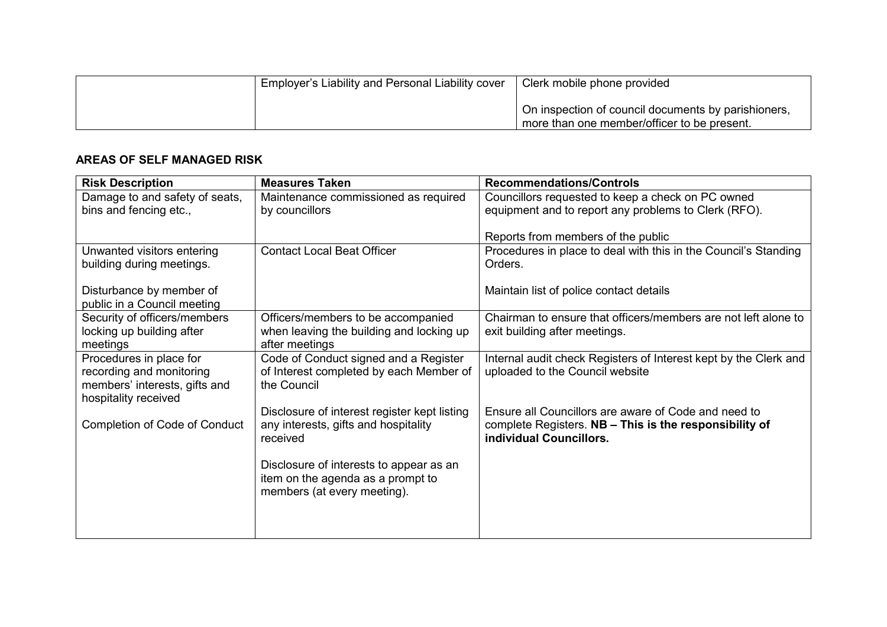| | | |
|---|---|---|
| | Employer's Liability and Personal Liability cover | Clerk mobile phone provided<br><br>On inspection of council documents by parishioners, more than one member/officer to be present. |

**AREAS OF SELF MANAGED RISK**

| Risk Description | Measures Taken | Recommendations/Controls |
|---|---|---|
| Damage to and safety of seats, bins and fencing etc., | Maintenance commissioned as required by councillors | Councillors requested to keep a check on PC owned equipment and to report any problems to Clerk (RFO).<br><br>Reports from members of the public |
| Unwanted visitors entering building during meetings.<br><br>Disturbance by member of public in a Council meeting | Contact Local Beat Officer | Procedures in place to deal with this in the Council's Standing Orders.<br><br>Maintain list of police contact details |
| Security of officers/members locking up building after meetings | Officers/members to be accompanied when leaving the building and locking up after meetings | Chairman to ensure that officers/members are not left alone to exit building after meetings. |
| Procedures in place for recording and monitoring members' interests, gifts and hospitality received<br><br>Completion of Code of Conduct | Code of Conduct signed and a Register of Interest completed by each Member of the Council<br><br>Disclosure of interest register kept listing any interests, gifts and hospitality received<br><br>Disclosure of interests to appear as an item on the agenda as a prompt to members (at every meeting). | Internal audit check Registers of Interest kept by the Clerk and uploaded to the Council website<br><br>Ensure all Councillors are aware of Code and need to complete Registers. **NB – This is the responsibility of individual Councillors.** |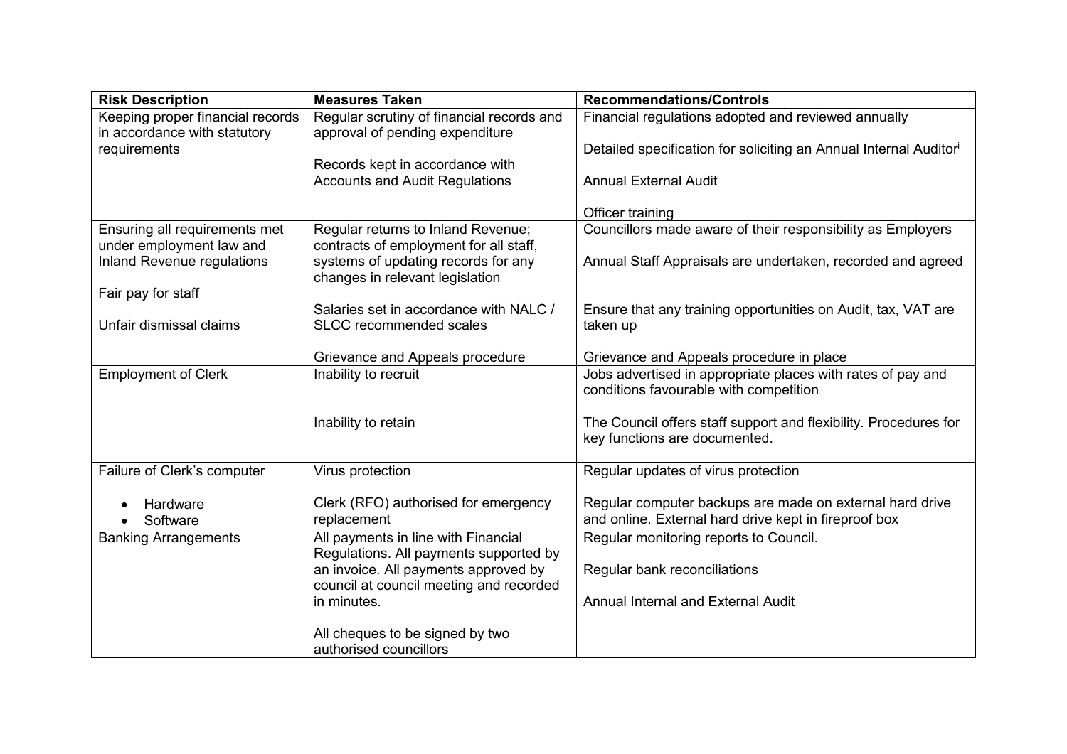| Risk Description | Measures Taken | Recommendations/Controls |
|---|---|---|
| Keeping proper financial records in accordance with statutory requirements | Regular scrutiny of financial records and approval of pending expenditure<br><br>Records kept in accordance with Accounts and Audit Regulations | Financial regulations adopted and reviewed annually<br><br>Detailed specification for soliciting an Annual Internal Auditor[i]<br><br>Annual External Audit<br><br>Officer training |
| Ensuring all requirements met under employment law and Inland Revenue regulations<br><br>Fair pay for staff<br><br>Unfair dismissal claims | Regular returns to Inland Revenue; contracts of employment for all staff, systems of updating records for any changes in relevant legislation<br><br>Salaries set in accordance with NALC / SLCC recommended scales<br><br>Grievance and Appeals procedure | Councillors made aware of their responsibility as Employers<br><br>Annual Staff Appraisals are undertaken, recorded and agreed<br><br>Ensure that any training opportunities on Audit, tax, VAT are taken up<br><br>Grievance and Appeals procedure in place |
| Employment of Clerk | Inability to recruit<br><br>Inability to retain | Jobs advertised in appropriate places with rates of pay and conditions favourable with competition<br><br>The Council offers staff support and flexibility. Procedures for key functions are documented. |
| Failure of Clerk's computer<br><br>• Hardware<br>• Software | Virus protection<br><br>Clerk (RFO) authorised for emergency replacement | Regular updates of virus protection<br><br>Regular computer backups are made on external hard drive and online. External hard drive kept in fireproof box |
| Banking Arrangements | All payments in line with Financial Regulations. All payments supported by an invoice. All payments approved by council at council meeting and recorded in minutes.<br><br>All cheques to be signed by two authorised councillors | Regular monitoring reports to Council.<br><br>Regular bank reconciliations<br><br>Annual Internal and External Audit |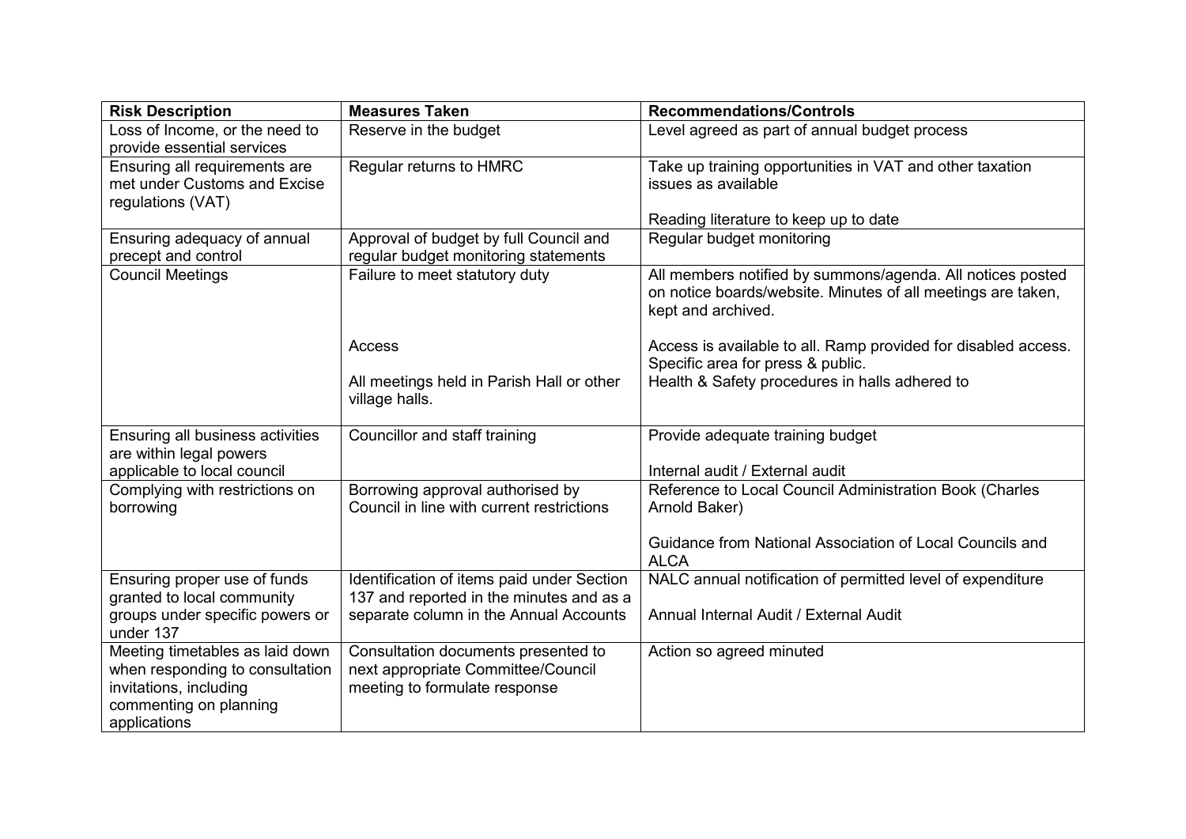| Risk Description | Measures Taken | Recommendations/Controls |
|---|---|---|
| Loss of Income, or the need to provide essential services | Reserve in the budget | Level agreed as part of annual budget process |
| Ensuring all requirements are met under Customs and Excise regulations (VAT) | Regular returns to HMRC | Take up training opportunities in VAT and other taxation issues as available<br><br>Reading literature to keep up to date |
| Ensuring adequacy of annual precept and control | Approval of budget by full Council and regular budget monitoring statements | Regular budget monitoring |
| Council Meetings | Failure to meet statutory duty<br><br>Access<br><br>All meetings held in Parish Hall or other village halls. | All members notified by summons/agenda. All notices posted on notice boards/website. Minutes of all meetings are taken, kept and archived.<br><br>Access is available to all. Ramp provided for disabled access. Specific area for press & public.<br>Health & Safety procedures in halls adhered to |
| Ensuring all business activities are within legal powers applicable to local council | Councillor and staff training | Provide adequate training budget<br><br>Internal audit / External audit |
| Complying with restrictions on borrowing | Borrowing approval authorised by Council in line with current restrictions | Reference to Local Council Administration Book (Charles Arnold Baker)<br><br>Guidance from National Association of Local Councils and ALCA |
| Ensuring proper use of funds granted to local community groups under specific powers or under 137 | Identification of items paid under Section 137 and reported in the minutes and as a separate column in the Annual Accounts | NALC annual notification of permitted level of expenditure<br><br>Annual Internal Audit / External Audit |
| Meeting timetables as laid down when responding to consultation invitations, including commenting on planning applications | Consultation documents presented to next appropriate Committee/Council meeting to formulate response | Action so agreed minuted |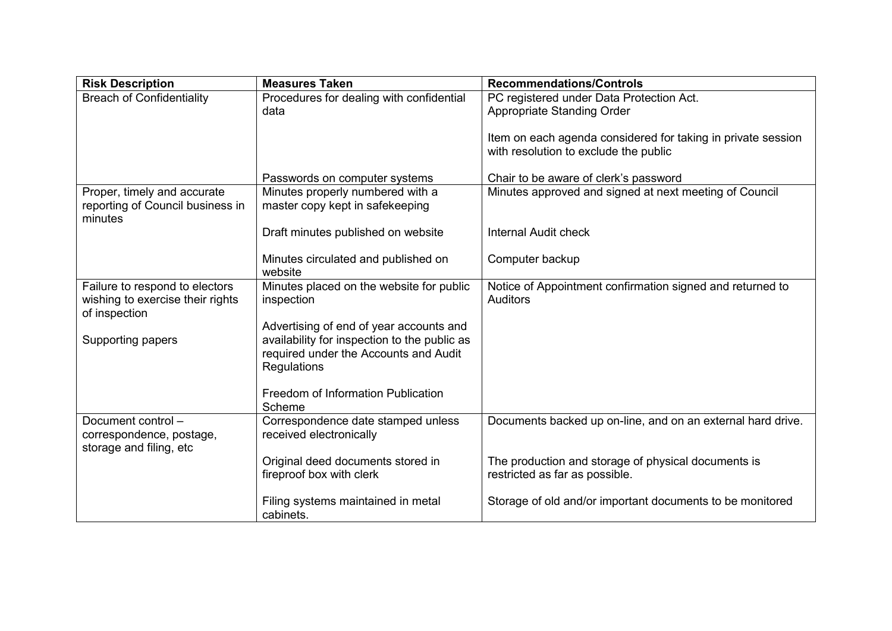| Risk Description | Measures Taken | Recommendations/Controls |
|---|---|---|
| Breach of Confidentiality | Procedures for dealing with confidential data<br><br>Passwords on computer systems | PC registered under Data Protection Act.<br>Appropriate Standing Order<br><br>Item on each agenda considered for taking in private session with resolution to exclude the public<br><br>Chair to be aware of clerk's password |
| Proper, timely and accurate reporting of Council business in minutes | Minutes properly numbered with a master copy kept in safekeeping<br><br>Draft minutes published on website<br><br>Minutes circulated and published on website | Minutes approved and signed at next meeting of Council<br><br>Internal Audit check<br><br>Computer backup |
| Failure to respond to electors wishing to exercise their rights of inspection<br><br>Supporting papers | Minutes placed on the website for public inspection<br><br>Advertising of end of year accounts and availability for inspection to the public as required under the Accounts and Audit Regulations<br><br>Freedom of Information Publication Scheme | Notice of Appointment confirmation signed and returned to Auditors |
| Document control – correspondence, postage, storage and filing, etc | Correspondence date stamped unless received electronically<br><br>Original deed documents stored in fireproof box with clerk<br><br>Filing systems maintained in metal cabinets. | Documents backed up on-line, and on an external hard drive.<br><br>The production and storage of physical documents is restricted as far as possible.<br><br>Storage of old and/or important documents to be monitored |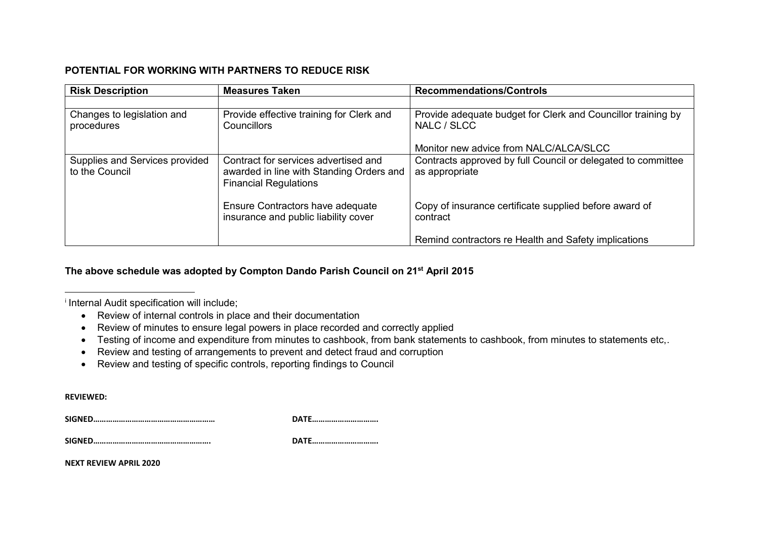**POTENTIAL FOR WORKING WITH PARTNERS TO REDUCE RISK**

| Risk Description | Measures Taken | Recommendations/Controls |
|---|---|---|
| | | |
| Changes to legislation and procedures | Provide effective training for Clerk and Councillors | Provide adequate budget for Clerk and Councillor training by NALC / SLCC<br><br>Monitor new advice from NALC/ALCA/SLCC |
| Supplies and Services provided to the Council | Contract for services advertised and awarded in line with Standing Orders and Financial Regulations<br><br>Ensure Contractors have adequate insurance and public liability cover | Contracts approved by full Council or delegated to committee as appropriate<br><br>Copy of insurance certificate supplied before award of contract<br><br>Remind contractors re Health and Safety implications |

**The above schedule was adopted by Compton Dando Parish Council on 21st April 2015**

---

[i] Internal Audit specification will include;

- Review of internal controls in place and their documentation
- Review of minutes to ensure legal powers in place recorded and correctly applied
- Testing of income and expenditure from minutes to cashbook, from bank statements to cashbook, from minutes to statements etc,.
- Review and testing of arrangements to prevent and detect fraud and corruption
- Review and testing of specific controls, reporting findings to Council

**REVIEWED:**

**SIGNED………………………………………………… DATE…………………………**

**SIGNED………………………………………………. DATE…………………………**

**NEXT REVIEW APRIL 2020**